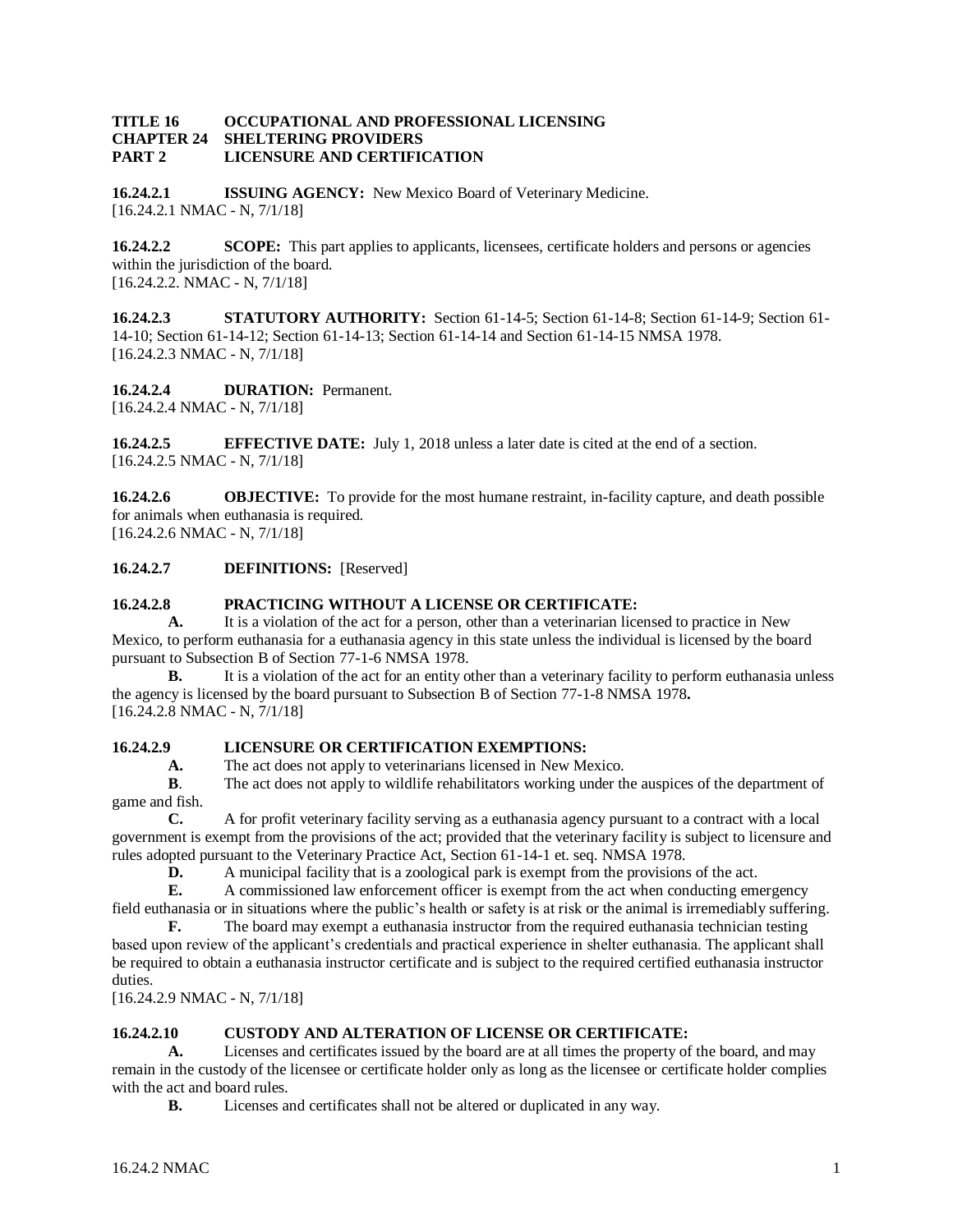**TITLE 16 OCCUPATIONAL AND PROFESSIONAL LICENSING**
**CHAPTER 24 SHELTERING PROVIDERS**
**PART 2 LICENSURE AND CERTIFICATION**

**16.24.2.1 ISSUING AGENCY:** New Mexico Board of Veterinary Medicine.
[16.24.2.1 NMAC - N, 7/1/18]

**16.24.2.2 SCOPE:** This part applies to applicants, licensees, certificate holders and persons or agencies within the jurisdiction of the board.
[16.24.2.2. NMAC - N, 7/1/18]

**16.24.2.3 STATUTORY AUTHORITY:** Section 61-14-5; Section 61-14-8; Section 61-14-9; Section 61-14-10; Section 61-14-12; Section 61-14-13; Section 61-14-14 and Section 61-14-15 NMSA 1978.
[16.24.2.3 NMAC - N, 7/1/18]

**16.24.2.4 DURATION:** Permanent.
[16.24.2.4 NMAC - N, 7/1/18]

**16.24.2.5 EFFECTIVE DATE:** July 1, 2018 unless a later date is cited at the end of a section.
[16.24.2.5 NMAC - N, 7/1/18]

**16.24.2.6 OBJECTIVE:** To provide for the most humane restraint, in-facility capture, and death possible for animals when euthanasia is required.
[16.24.2.6 NMAC - N, 7/1/18]

**16.24.2.7 DEFINITIONS:** [Reserved]

**16.24.2.8 PRACTICING WITHOUT A LICENSE OR CERTIFICATE:**

**A.** It is a violation of the act for a person, other than a veterinarian licensed to practice in New Mexico, to perform euthanasia for a euthanasia agency in this state unless the individual is licensed by the board pursuant to Subsection B of Section 77-1-6 NMSA 1978.

**B.** It is a violation of the act for an entity other than a veterinary facility to perform euthanasia unless the agency is licensed by the board pursuant to Subsection B of Section 77-1-8 NMSA 1978**.**
[16.24.2.8 NMAC - N, 7/1/18]

**16.24.2.9 LICENSURE OR CERTIFICATION EXEMPTIONS:**

**A.** The act does not apply to veterinarians licensed in New Mexico.

**B**. The act does not apply to wildlife rehabilitators working under the auspices of the department of game and fish.

**C.** A for profit veterinary facility serving as a euthanasia agency pursuant to a contract with a local government is exempt from the provisions of the act; provided that the veterinary facility is subject to licensure and rules adopted pursuant to the Veterinary Practice Act, Section 61-14-1 et. seq. NMSA 1978.

**D.** A municipal facility that is a zoological park is exempt from the provisions of the act.

**E.** A commissioned law enforcement officer is exempt from the act when conducting emergency field euthanasia or in situations where the public's health or safety is at risk or the animal is irremediably suffering.

**F.** The board may exempt a euthanasia instructor from the required euthanasia technician testing based upon review of the applicant's credentials and practical experience in shelter euthanasia. The applicant shall be required to obtain a euthanasia instructor certificate and is subject to the required certified euthanasia instructor duties.
[16.24.2.9 NMAC - N, 7/1/18]

**16.24.2.10 CUSTODY AND ALTERATION OF LICENSE OR CERTIFICATE:**

**A.** Licenses and certificates issued by the board are at all times the property of the board, and may remain in the custody of the licensee or certificate holder only as long as the licensee or certificate holder complies with the act and board rules.

**B.** Licenses and certificates shall not be altered or duplicated in any way.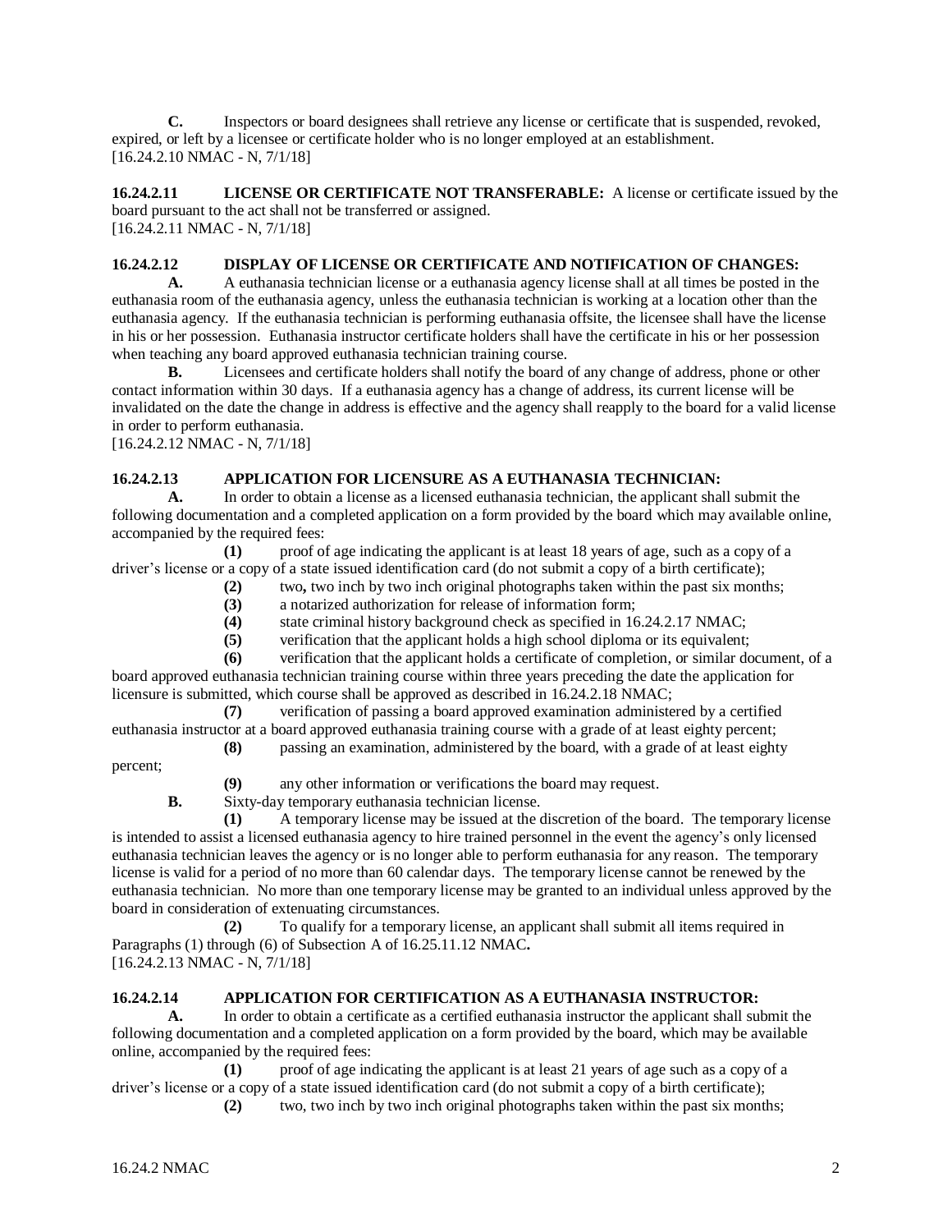**C.** Inspectors or board designees shall retrieve any license or certificate that is suspended, revoked, expired, or left by a licensee or certificate holder who is no longer employed at an establishment.
[16.24.2.10 NMAC - N, 7/1/18]

**16.24.2.11 LICENSE OR CERTIFICATE NOT TRANSFERABLE:** A license or certificate issued by the board pursuant to the act shall not be transferred or assigned.
[16.24.2.11 NMAC - N, 7/1/18]

**16.24.2.12 DISPLAY OF LICENSE OR CERTIFICATE AND NOTIFICATION OF CHANGES:**

**A.** A euthanasia technician license or a euthanasia agency license shall at all times be posted in the euthanasia room of the euthanasia agency, unless the euthanasia technician is working at a location other than the euthanasia agency. If the euthanasia technician is performing euthanasia offsite, the licensee shall have the license in his or her possession. Euthanasia instructor certificate holders shall have the certificate in his or her possession when teaching any board approved euthanasia technician training course.

**B.** Licensees and certificate holders shall notify the board of any change of address, phone or other contact information within 30 days. If a euthanasia agency has a change of address, its current license will be invalidated on the date the change in address is effective and the agency shall reapply to the board for a valid license in order to perform euthanasia.
[16.24.2.12 NMAC - N, 7/1/18]

**16.24.2.13 APPLICATION FOR LICENSURE AS A EUTHANASIA TECHNICIAN:**

**A.** In order to obtain a license as a licensed euthanasia technician, the applicant shall submit the following documentation and a completed application on a form provided by the board which may available online, accompanied by the required fees:

**(1)** proof of age indicating the applicant is at least 18 years of age, such as a copy of a driver's license or a copy of a state issued identification card (do not submit a copy of a birth certificate);

**(2)** two**,** two inch by two inch original photographs taken within the past six months;

**(3)** a notarized authorization for release of information form;

**(4)** state criminal history background check as specified in 16.24.2.17 NMAC;

**(5)** verification that the applicant holds a high school diploma or its equivalent;

**(6)** verification that the applicant holds a certificate of completion, or similar document, of a board approved euthanasia technician training course within three years preceding the date the application for licensure is submitted, which course shall be approved as described in 16.24.2.18 NMAC;

**(7)** verification of passing a board approved examination administered by a certified euthanasia instructor at a board approved euthanasia training course with a grade of at least eighty percent;

**(8)** passing an examination, administered by the board, with a grade of at least eighty percent;

**(9)** any other information or verifications the board may request.

**B.** Sixty-day temporary euthanasia technician license.

**(1)** A temporary license may be issued at the discretion of the board. The temporary license is intended to assist a licensed euthanasia agency to hire trained personnel in the event the agency's only licensed euthanasia technician leaves the agency or is no longer able to perform euthanasia for any reason. The temporary license is valid for a period of no more than 60 calendar days. The temporary license cannot be renewed by the euthanasia technician. No more than one temporary license may be granted to an individual unless approved by the board in consideration of extenuating circumstances.

**(2)** To qualify for a temporary license, an applicant shall submit all items required in Paragraphs (1) through (6) of Subsection A of 16.25.11.12 NMAC**.**
[16.24.2.13 NMAC - N, 7/1/18]

**16.24.2.14 APPLICATION FOR CERTIFICATION AS A EUTHANASIA INSTRUCTOR:**

**A.** In order to obtain a certificate as a certified euthanasia instructor the applicant shall submit the following documentation and a completed application on a form provided by the board, which may be available online, accompanied by the required fees:

**(1)** proof of age indicating the applicant is at least 21 years of age such as a copy of a driver's license or a copy of a state issued identification card (do not submit a copy of a birth certificate);

**(2)** two, two inch by two inch original photographs taken within the past six months;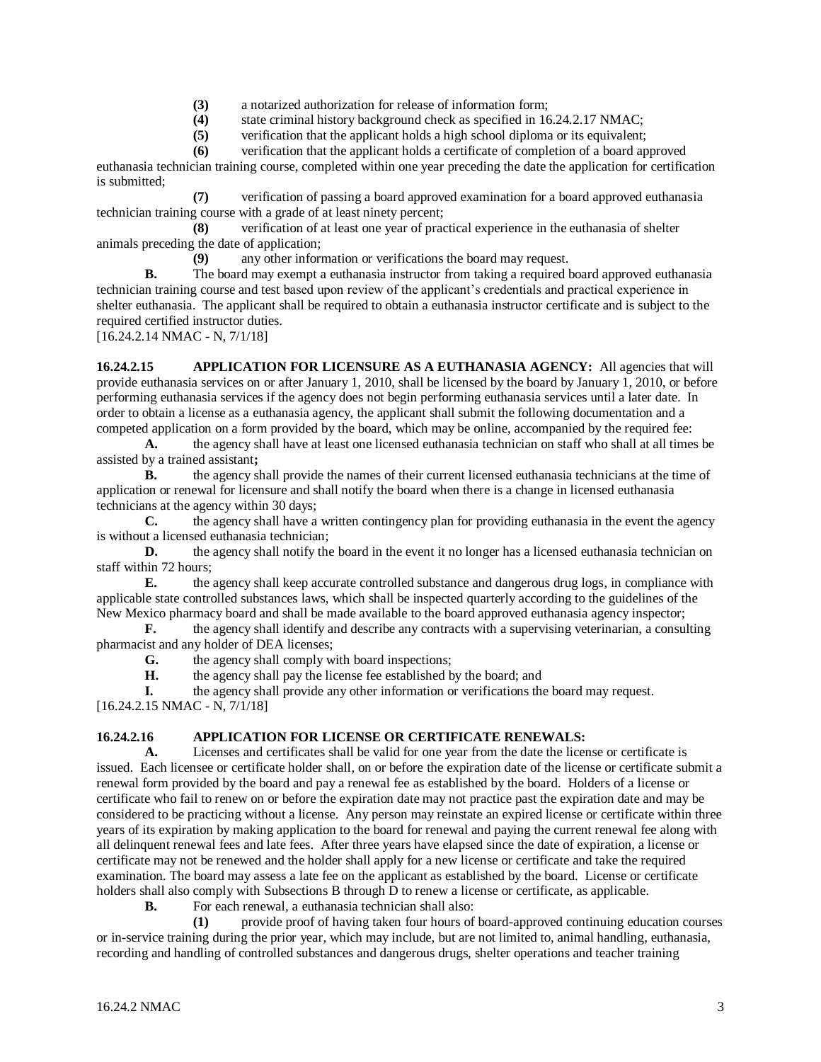**(3)** a notarized authorization for release of information form;

**(4)** state criminal history background check as specified in 16.24.2.17 NMAC;

**(5)** verification that the applicant holds a high school diploma or its equivalent;

**(6)** verification that the applicant holds a certificate of completion of a board approved euthanasia technician training course, completed within one year preceding the date the application for certification is submitted;

**(7)** verification of passing a board approved examination for a board approved euthanasia technician training course with a grade of at least ninety percent;

**(8)** verification of at least one year of practical experience in the euthanasia of shelter animals preceding the date of application;

**(9)** any other information or verifications the board may request.

**B.** The board may exempt a euthanasia instructor from taking a required board approved euthanasia technician training course and test based upon review of the applicant's credentials and practical experience in shelter euthanasia. The applicant shall be required to obtain a euthanasia instructor certificate and is subject to the required certified instructor duties.

[16.24.2.14 NMAC - N, 7/1/18]

**16.24.2.15 APPLICATION FOR LICENSURE AS A EUTHANASIA AGENCY:** All agencies that will provide euthanasia services on or after January 1, 2010, shall be licensed by the board by January 1, 2010, or before performing euthanasia services if the agency does not begin performing euthanasia services until a later date. In order to obtain a license as a euthanasia agency, the applicant shall submit the following documentation and a competed application on a form provided by the board, which may be online, accompanied by the required fee:

**A.** the agency shall have at least one licensed euthanasia technician on staff who shall at all times be assisted by a trained assistant**;**

**B.** the agency shall provide the names of their current licensed euthanasia technicians at the time of application or renewal for licensure and shall notify the board when there is a change in licensed euthanasia technicians at the agency within 30 days;

**C.** the agency shall have a written contingency plan for providing euthanasia in the event the agency is without a licensed euthanasia technician;

**D.** the agency shall notify the board in the event it no longer has a licensed euthanasia technician on staff within 72 hours;

**E.** the agency shall keep accurate controlled substance and dangerous drug logs, in compliance with applicable state controlled substances laws, which shall be inspected quarterly according to the guidelines of the New Mexico pharmacy board and shall be made available to the board approved euthanasia agency inspector;

**F.** the agency shall identify and describe any contracts with a supervising veterinarian, a consulting pharmacist and any holder of DEA licenses;

**G.** the agency shall comply with board inspections;

**H.** the agency shall pay the license fee established by the board; and

**I.** the agency shall provide any other information or verifications the board may request.

[16.24.2.15 NMAC - N, 7/1/18]

**16.24.2.16 APPLICATION FOR LICENSE OR CERTIFICATE RENEWALS:**

**A.** Licenses and certificates shall be valid for one year from the date the license or certificate is issued. Each licensee or certificate holder shall, on or before the expiration date of the license or certificate submit a renewal form provided by the board and pay a renewal fee as established by the board. Holders of a license or certificate who fail to renew on or before the expiration date may not practice past the expiration date and may be considered to be practicing without a license. Any person may reinstate an expired license or certificate within three years of its expiration by making application to the board for renewal and paying the current renewal fee along with all delinquent renewal fees and late fees. After three years have elapsed since the date of expiration, a license or certificate may not be renewed and the holder shall apply for a new license or certificate and take the required examination. The board may assess a late fee on the applicant as established by the board. License or certificate holders shall also comply with Subsections B through D to renew a license or certificate, as applicable.

**B.** For each renewal, a euthanasia technician shall also:

**(1)** provide proof of having taken four hours of board-approved continuing education courses or in-service training during the prior year, which may include, but are not limited to, animal handling, euthanasia, recording and handling of controlled substances and dangerous drugs, shelter operations and teacher training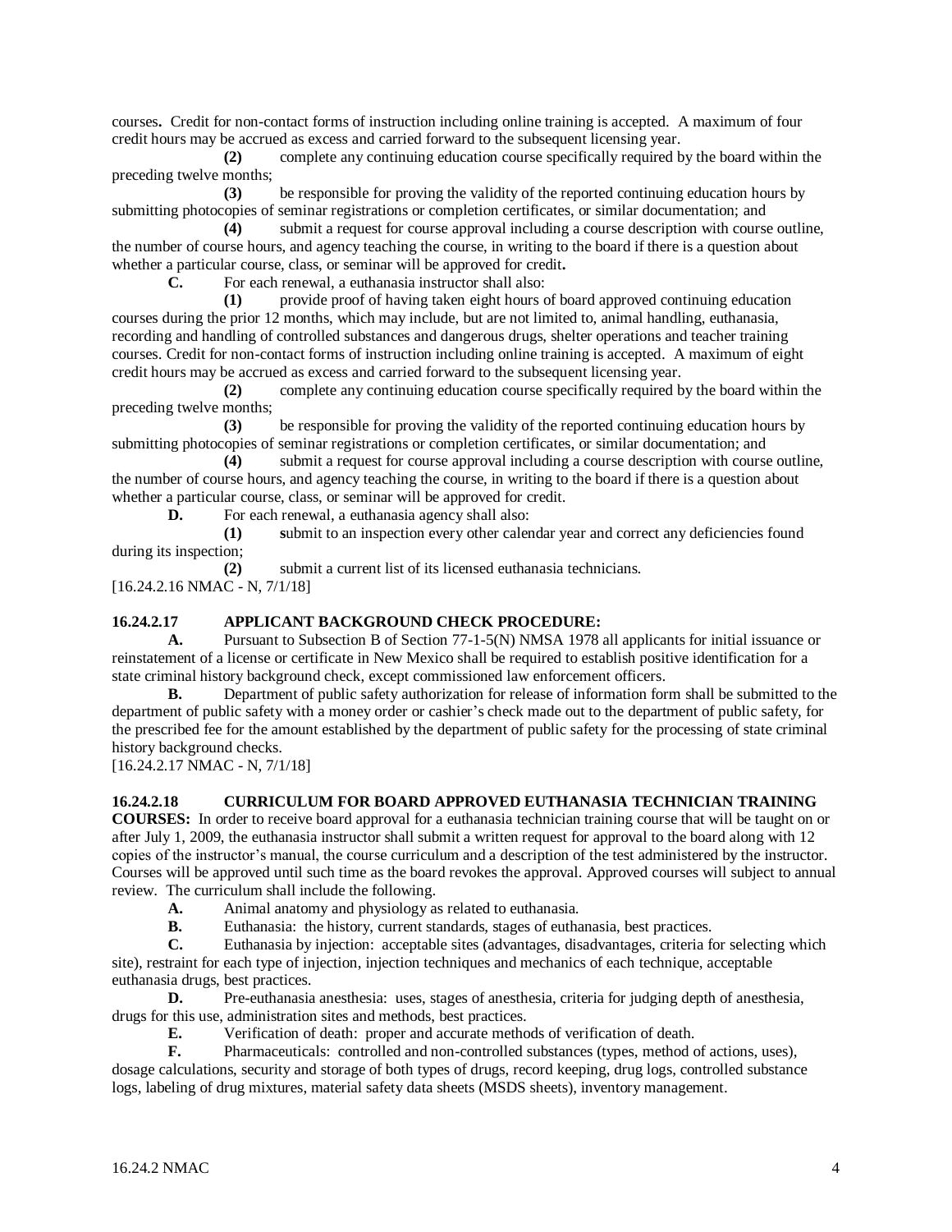courses**.** Credit for non-contact forms of instruction including online training is accepted. A maximum of four credit hours may be accrued as excess and carried forward to the subsequent licensing year.

**(2)** complete any continuing education course specifically required by the board within the preceding twelve months;

**(3)** be responsible for proving the validity of the reported continuing education hours by submitting photocopies of seminar registrations or completion certificates, or similar documentation; and

**(4)** submit a request for course approval including a course description with course outline, the number of course hours, and agency teaching the course, in writing to the board if there is a question about whether a particular course, class, or seminar will be approved for credit**.**

**C.** For each renewal, a euthanasia instructor shall also:

**(1)** provide proof of having taken eight hours of board approved continuing education courses during the prior 12 months, which may include, but are not limited to, animal handling, euthanasia, recording and handling of controlled substances and dangerous drugs, shelter operations and teacher training courses. Credit for non-contact forms of instruction including online training is accepted. A maximum of eight credit hours may be accrued as excess and carried forward to the subsequent licensing year.

**(2)** complete any continuing education course specifically required by the board within the preceding twelve months;

**(3)** be responsible for proving the validity of the reported continuing education hours by submitting photocopies of seminar registrations or completion certificates, or similar documentation; and

**(4)** submit a request for course approval including a course description with course outline, the number of course hours, and agency teaching the course, in writing to the board if there is a question about whether a particular course, class, or seminar will be approved for credit.

**D.** For each renewal, a euthanasia agency shall also:

**(1)** **s**ubmit to an inspection every other calendar year and correct any deficiencies found during its inspection;

**(2)** submit a current list of its licensed euthanasia technicians.

[16.24.2.16 NMAC - N, 7/1/18]

**16.24.2.17 APPLICANT BACKGROUND CHECK PROCEDURE:**

**A.** Pursuant to Subsection B of Section 77-1-5(N) NMSA 1978 all applicants for initial issuance or reinstatement of a license or certificate in New Mexico shall be required to establish positive identification for a state criminal history background check, except commissioned law enforcement officers.

**B.** Department of public safety authorization for release of information form shall be submitted to the department of public safety with a money order or cashier's check made out to the department of public safety, for the prescribed fee for the amount established by the department of public safety for the processing of state criminal history background checks.

[16.24.2.17 NMAC - N, 7/1/18]

**16.24.2.18 CURRICULUM FOR BOARD APPROVED EUTHANASIA TECHNICIAN TRAINING COURSES:** In order to receive board approval for a euthanasia technician training course that will be taught on or after July 1, 2009, the euthanasia instructor shall submit a written request for approval to the board along with 12 copies of the instructor's manual, the course curriculum and a description of the test administered by the instructor. Courses will be approved until such time as the board revokes the approval. Approved courses will subject to annual review. The curriculum shall include the following.

**A.** Animal anatomy and physiology as related to euthanasia.

**B.** Euthanasia: the history, current standards, stages of euthanasia, best practices.

**C.** Euthanasia by injection: acceptable sites (advantages, disadvantages, criteria for selecting which site), restraint for each type of injection, injection techniques and mechanics of each technique, acceptable euthanasia drugs, best practices.

**D.** Pre-euthanasia anesthesia: uses, stages of anesthesia, criteria for judging depth of anesthesia, drugs for this use, administration sites and methods, best practices.

**E.** Verification of death: proper and accurate methods of verification of death.

**F.** Pharmaceuticals: controlled and non-controlled substances (types, method of actions, uses), dosage calculations, security and storage of both types of drugs, record keeping, drug logs, controlled substance logs, labeling of drug mixtures, material safety data sheets (MSDS sheets), inventory management.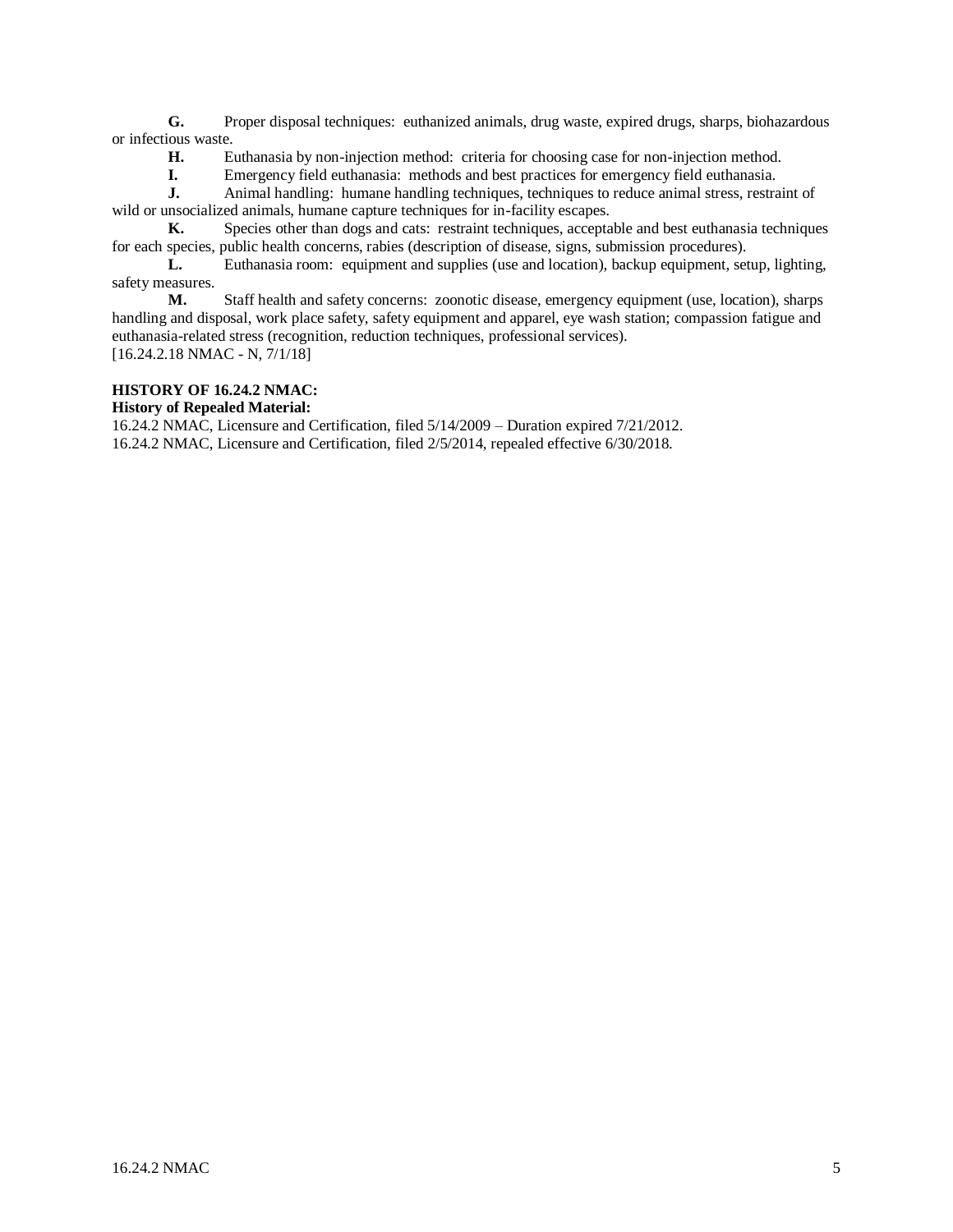**G.** Proper disposal techniques: euthanized animals, drug waste, expired drugs, sharps, biohazardous or infectious waste.

**H.** Euthanasia by non-injection method: criteria for choosing case for non-injection method.

**I.** Emergency field euthanasia: methods and best practices for emergency field euthanasia.

**J.** Animal handling: humane handling techniques, techniques to reduce animal stress, restraint of wild or unsocialized animals, humane capture techniques for in-facility escapes.

**K.** Species other than dogs and cats: restraint techniques, acceptable and best euthanasia techniques for each species, public health concerns, rabies (description of disease, signs, submission procedures).

**L.** Euthanasia room: equipment and supplies (use and location), backup equipment, setup, lighting, safety measures.

**M.** Staff health and safety concerns: zoonotic disease, emergency equipment (use, location), sharps handling and disposal, work place safety, safety equipment and apparel, eye wash station; compassion fatigue and euthanasia-related stress (recognition, reduction techniques, professional services).

[16.24.2.18 NMAC - N, 7/1/18]

**HISTORY OF 16.24.2 NMAC:**

**History of Repealed Material:**

16.24.2 NMAC, Licensure and Certification, filed 5/14/2009 – Duration expired 7/21/2012.

16.24.2 NMAC, Licensure and Certification, filed 2/5/2014, repealed effective 6/30/2018.